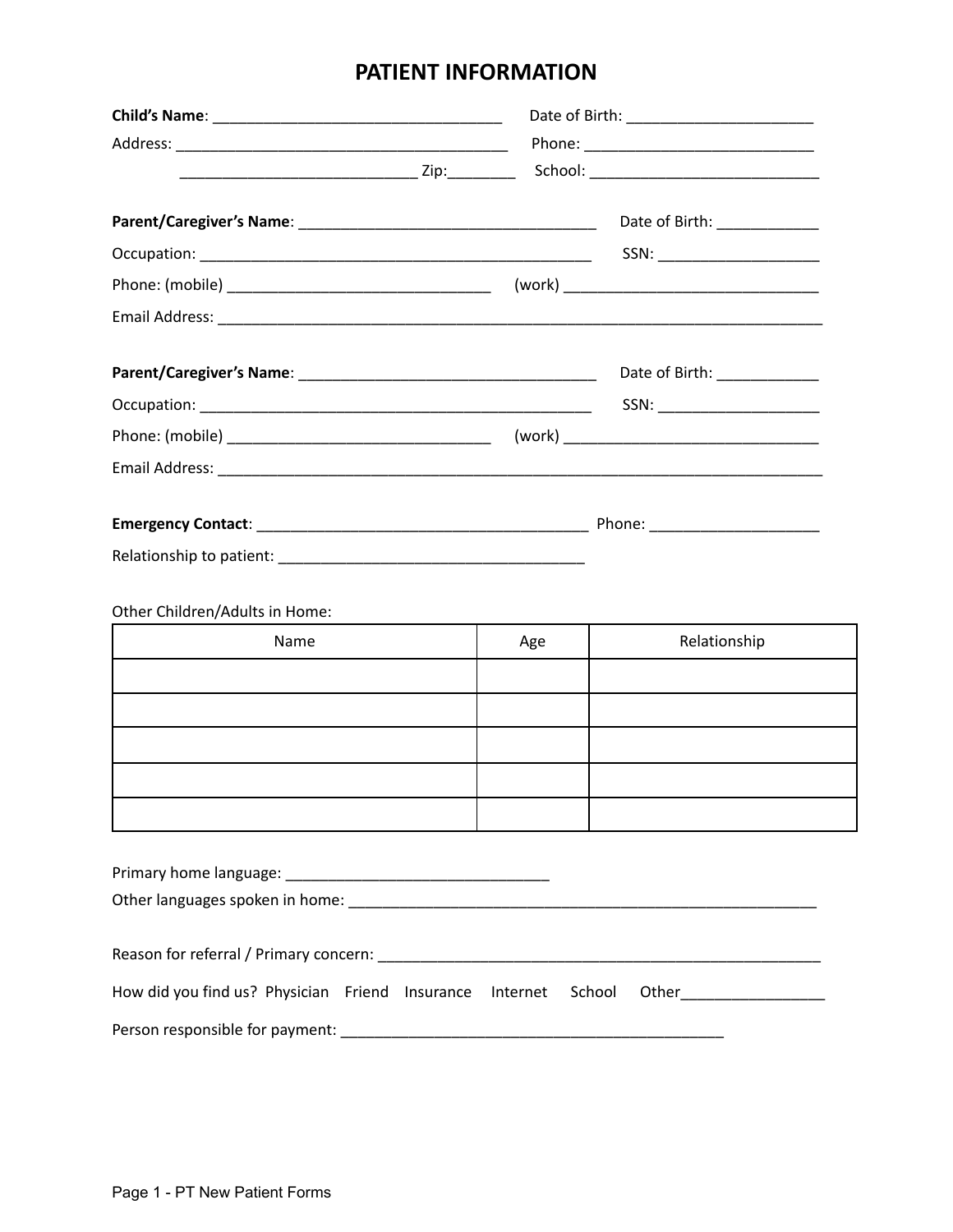# PATIENT INFORMATION

**Child's Name**: ___________________________________ Date of Birth: ______________________

Address: _________________________________________ Phone: ___________________________

____________________________ Zip:________ School: ____________________________

**Parent/Caregiver's Name**: ____________________________________ Date of Birth: ____________

Occupation: ________________________________________________ SSN: ___________________

Phone: (mobile) ________________________________ (work) ______________________________

Email Address: ___________________________________________________________________________

**Parent/Caregiver's Name**: ____________________________________ Date of Birth: ____________

Occupation: ________________________________________________ SSN: ___________________

Phone: (mobile) ________________________________ (work) ______________________________

Email Address: ___________________________________________________________________________

**Emergency Contact**: ________________________________________ Phone: ____________________

Relationship to patient: _____________________________________

Other Children/Adults in Home:

| Name | Age | Relationship |
|---|---|---|
| | | |
| | | |
| | | |
| | | |
| | | |

Primary home language: ________________________________

Other languages spoken in home: _________________________________________________________

Reason for referral / Primary concern: _____________________________________________________

How did you find us? Physician Friend Insurance Internet School Other_________________

Person responsible for payment: _______________________________________________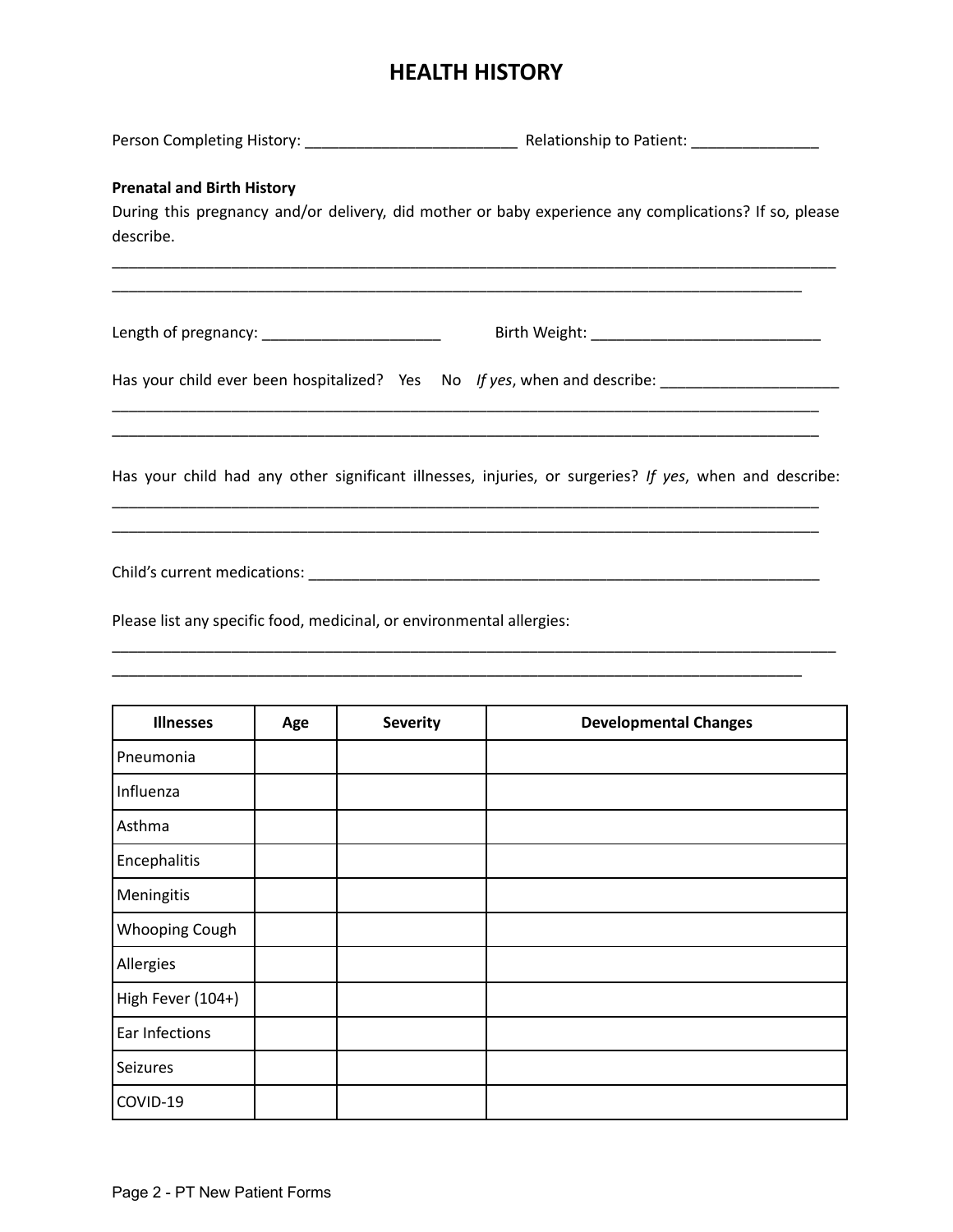# HEALTH HISTORY

Person Completing History: _________________________ Relationship to Patient: _______________

**Prenatal and Birth History**

During this pregnancy and/or delivery, did mother or baby experience any complications? If so, please describe.

_____________________________________________________________________________________

___________________________________________________________________________________

Length of pregnancy: _____________________ Birth Weight: ___________________________

Has your child ever been hospitalized? Yes No *If yes*, when and describe: _____________________

_____________________________________________________________________________________

_____________________________________________________________________________________

Has your child had any other significant illnesses, injuries, or surgeries? *If yes*, when and describe:

_____________________________________________________________________________________

_____________________________________________________________________________________

Child's current medications: _______________________________________________________________

Please list any specific food, medicinal, or environmental allergies:

_____________________________________________________________________________________

___________________________________________________________________________________

| Illnesses | Age | Severity | Developmental Changes |
|---|---|---|---|
| Pneumonia | | | |
| Influenza | | | |
| Asthma | | | |
| Encephalitis | | | |
| Meningitis | | | |
| Whooping Cough | | | |
| Allergies | | | |
| High Fever (104+) | | | |
| Ear Infections | | | |
| Seizures | | | |
| COVID-19 | | | |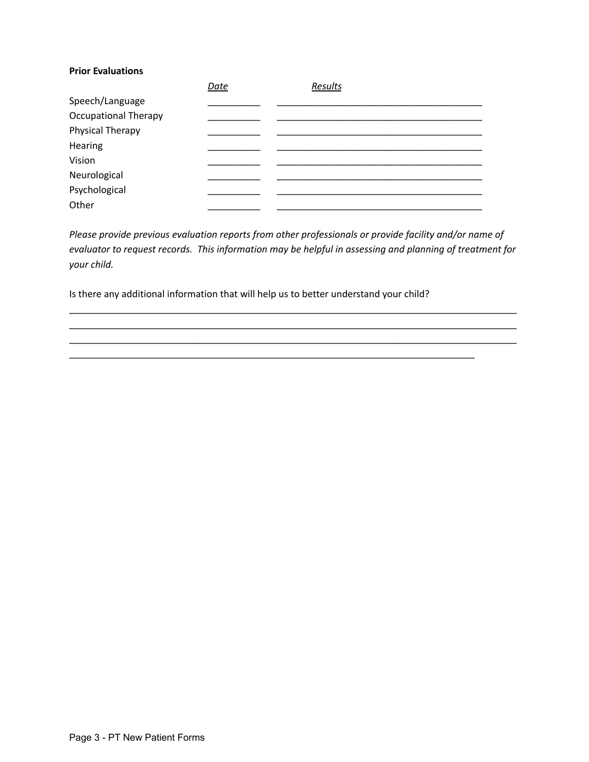**Prior Evaluations**

| | *Date* | *Results* |
|---|---|---|
| Speech/Language | __________ | ________________________________________ |
| Occupational Therapy | __________ | ________________________________________ |
| Physical Therapy | __________ | ________________________________________ |
| Hearing | __________ | ________________________________________ |
| Vision | __________ | ________________________________________ |
| Neurological | __________ | ________________________________________ |
| Psychological | __________ | ________________________________________ |
| Other | __________ | ________________________________________ |

*Please provide previous evaluation reports from other professionals or provide facility and/or name of evaluator to request records. This information may be helpful in assessing and planning of treatment for your child.*

Is there any additional information that will help us to better understand your child?

______________________________________________________________________________________
______________________________________________________________________________________
______________________________________________________________________________________
______________________________________________________________________________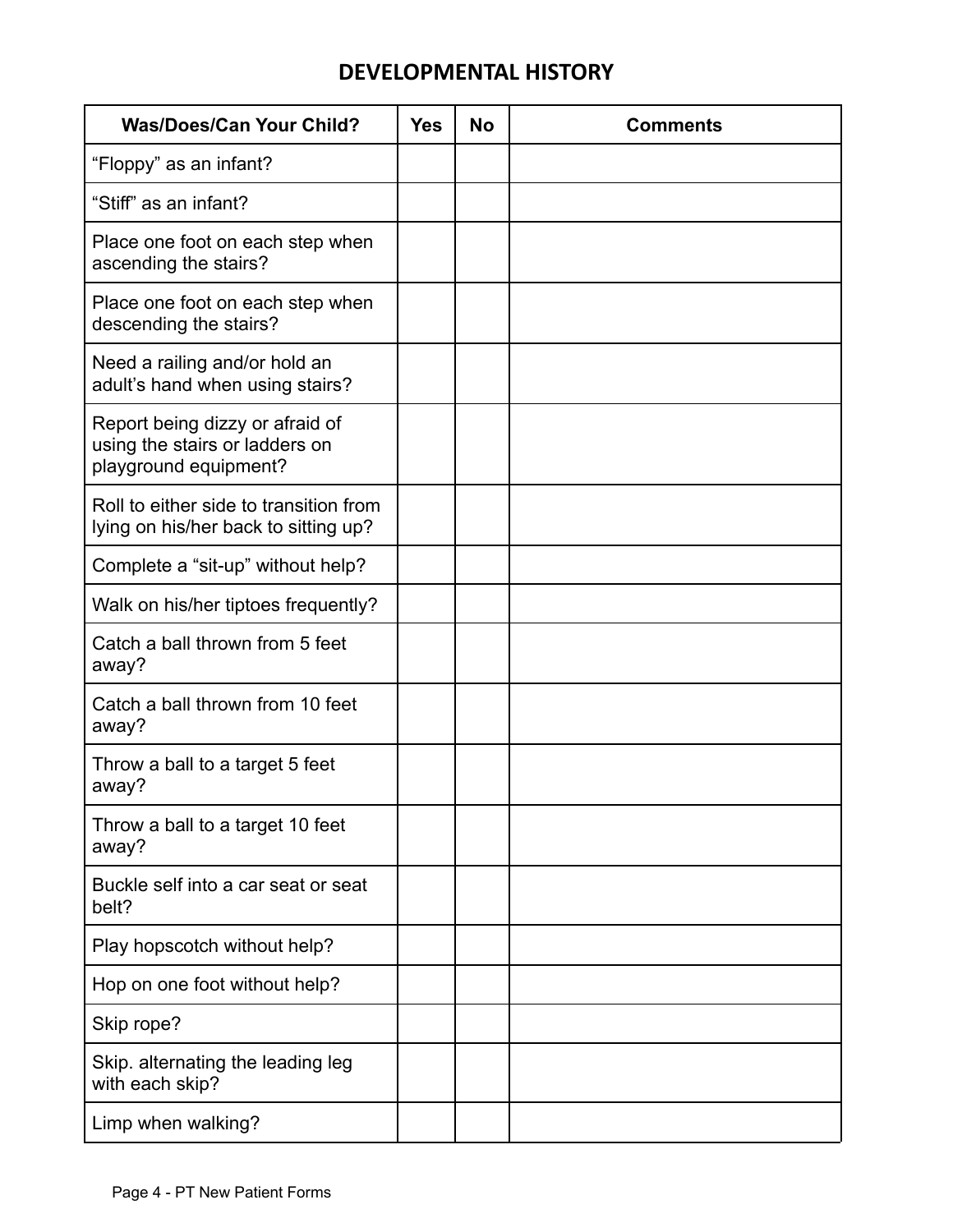# DEVELOPMENTAL HISTORY

| Was/Does/Can Your Child? | Yes | No | Comments |
|---|---|---|---|
| “Floppy” as an infant? | | | |
| “Stiff” as an infant? | | | |
| Place one foot on each step when ascending the stairs? | | | |
| Place one foot on each step when descending the stairs? | | | |
| Need a railing and/or hold an adult’s hand when using stairs? | | | |
| Report being dizzy or afraid of using the stairs or ladders on playground equipment? | | | |
| Roll to either side to transition from lying on his/her back to sitting up? | | | |
| Complete a “sit-up” without help? | | | |
| Walk on his/her tiptoes frequently? | | | |
| Catch a ball thrown from 5 feet away? | | | |
| Catch a ball thrown from 10 feet away? | | | |
| Throw a ball to a target 5 feet away? | | | |
| Throw a ball to a target 10 feet away? | | | |
| Buckle self into a car seat or seat belt? | | | |
| Play hopscotch without help? | | | |
| Hop on one foot without help? | | | |
| Skip rope? | | | |
| Skip. alternating the leading leg with each skip? | | | |
| Limp when walking? | | | |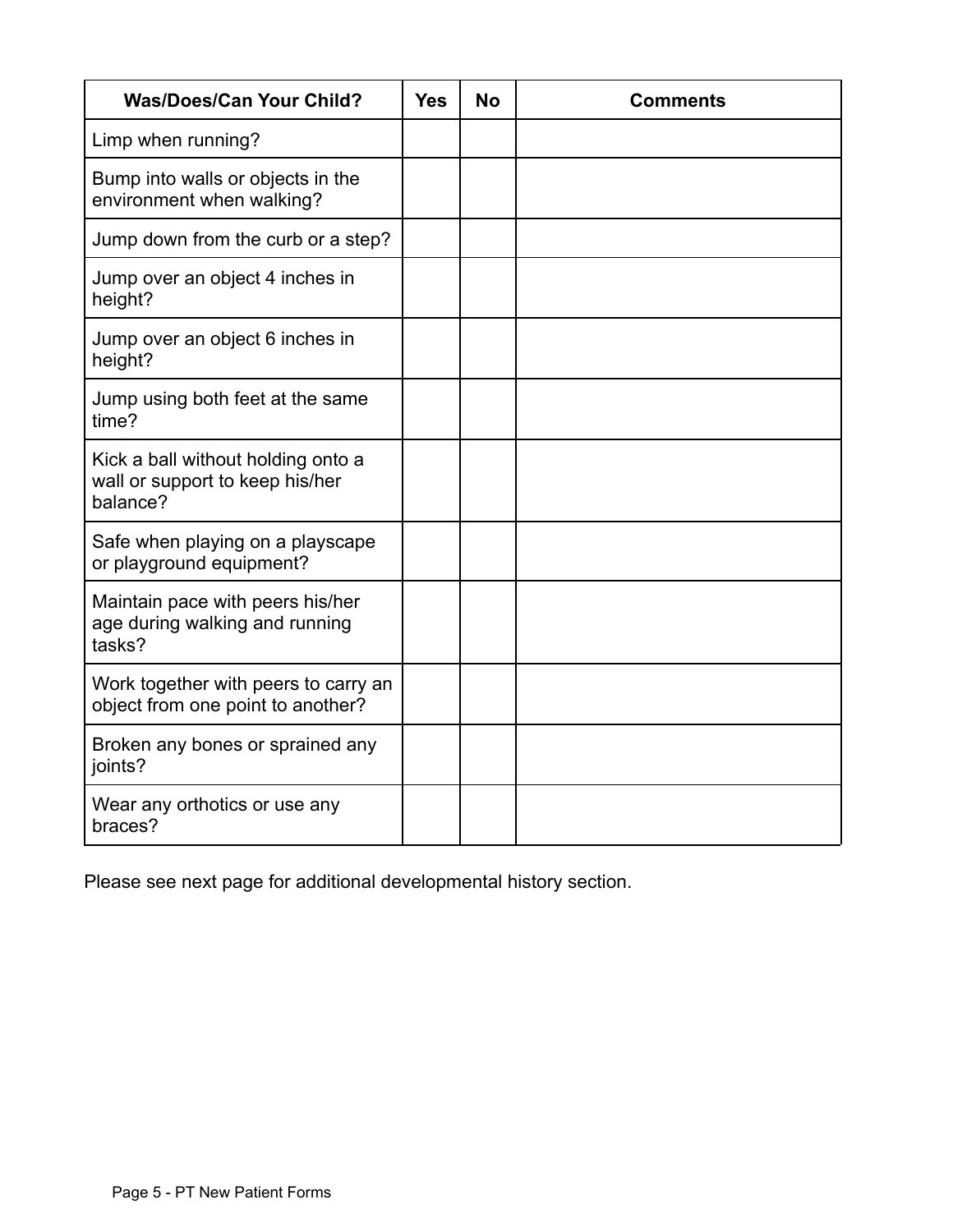| Was/Does/Can Your Child? | Yes | No | Comments |
| --- | --- | --- | --- |
| Limp when running? | | | |
| Bump into walls or objects in the environment when walking? | | | |
| Jump down from the curb or a step? | | | |
| Jump over an object 4 inches in height? | | | |
| Jump over an object 6 inches in height? | | | |
| Jump using both feet at the same time? | | | |
| Kick a ball without holding onto a wall or support to keep his/her balance? | | | |
| Safe when playing on a playscape or playground equipment? | | | |
| Maintain pace with peers his/her age during walking and running tasks? | | | |
| Work together with peers to carry an object from one point to another? | | | |
| Broken any bones or sprained any joints? | | | |
| Wear any orthotics or use any braces? | | | |

Please see next page for additional developmental history section.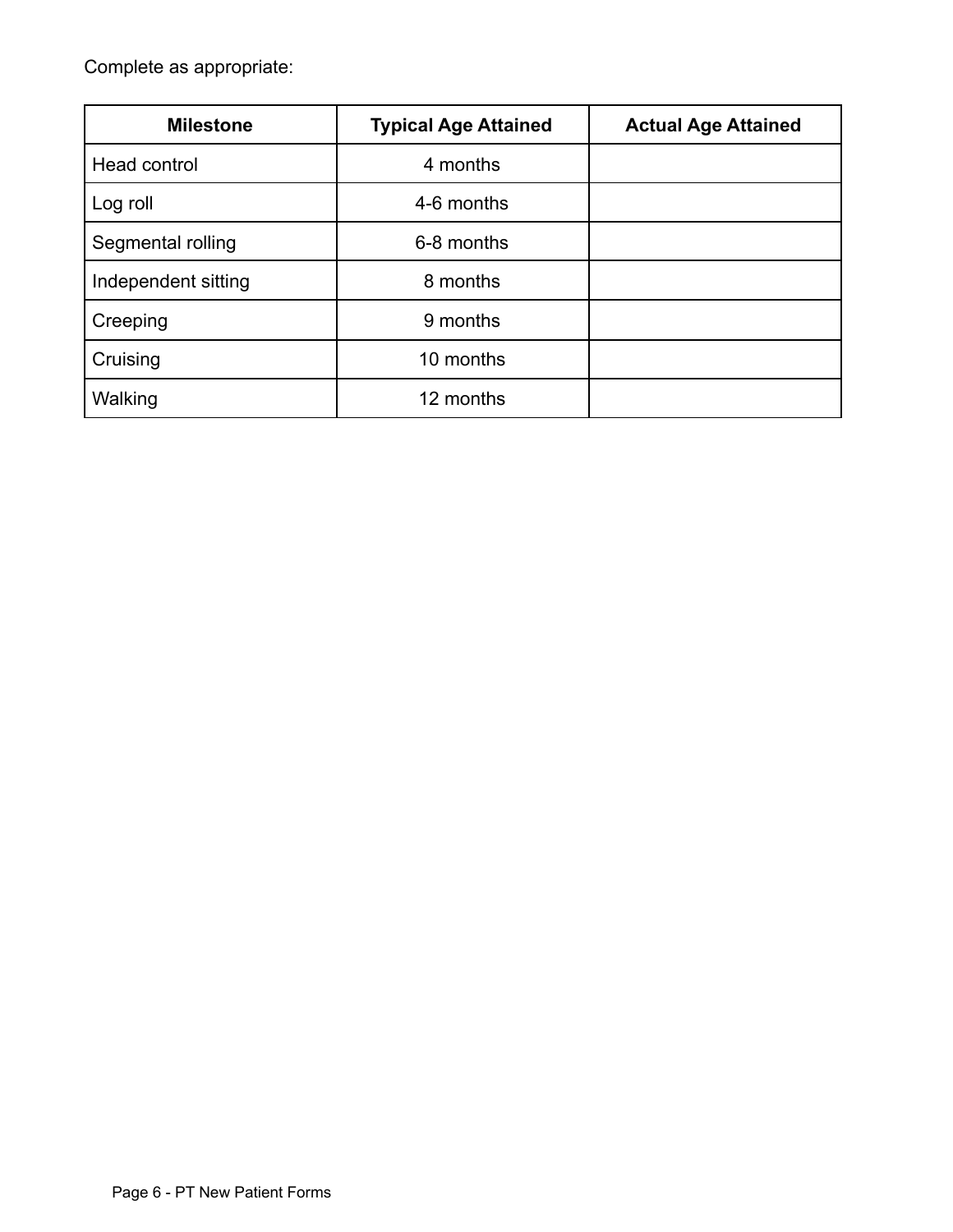Complete as appropriate:

| Milestone | Typical Age Attained | Actual Age Attained |
| --- | --- | --- |
| Head control | 4 months | |
| Log roll | 4-6 months | |
| Segmental rolling | 6-8 months | |
| Independent sitting | 8 months | |
| Creeping | 9 months | |
| Cruising | 10 months | |
| Walking | 12 months | |